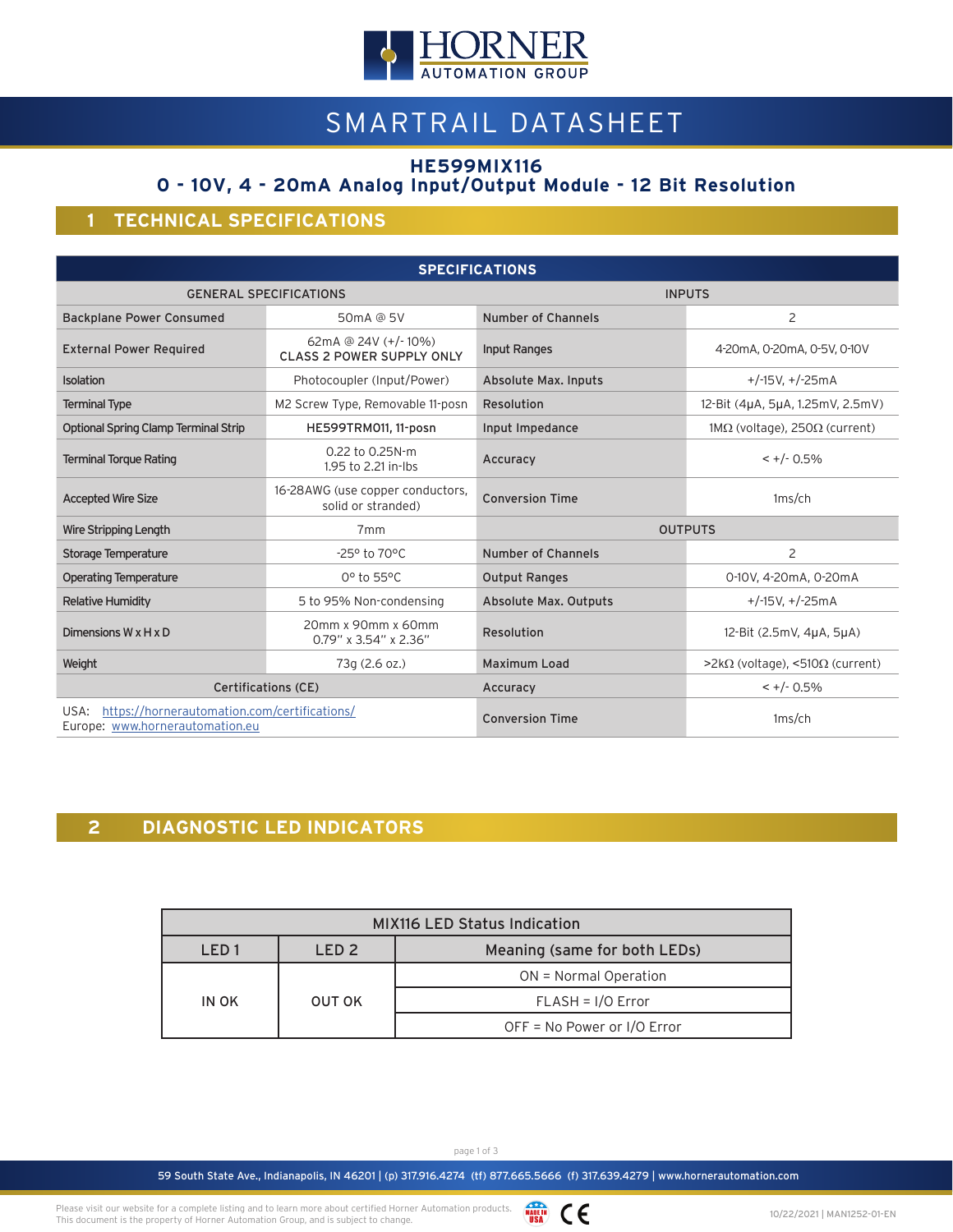# SMARTRAIL DATASHEET

## HE599MIX116
## 0 - 10V, 4 - 20mA Analog Input/Output Module - 12 Bit Resolution

## 1 TECHNICAL SPECIFICATIONS

| SPECIFICATIONS | | | |
|---|---|---|---|
| GENERAL SPECIFICATIONS | | INPUTS | |
| Backplane Power Consumed | 50mA @ 5V | Number of Channels | 2 |
| External Power Required | 62mA @ 24V (+/- 10%) CLASS 2 POWER SUPPLY ONLY | Input Ranges | 4-20mA, 0-20mA, 0-5V, 0-10V |
| Isolation | Photocoupler (Input/Power) | Absolute Max. Inputs | +/-15V, +/-25mA |
| Terminal Type | M2 Screw Type, Removable 11-posn | Resolution | 12-Bit (4µA, 5µA, 1.25mV, 2.5mV) |
| Optional Spring Clamp Terminal Strip | HE599TRM011, 11-posn | Input Impedance | 1MΩ (voltage), 250Ω (current) |
| Terminal Torque Rating | 0.22 to 0.25N-m 1.95 to 2.21 in-lbs | Accuracy | < +/- 0.5% |
| Accepted Wire Size | 16-28AWG (use copper conductors, solid or stranded) | Conversion Time | 1ms/ch |
| Wire Stripping Length | 7mm | OUTPUTS | |
| Storage Temperature | -25° to 70°C | Number of Channels | 2 |
| Operating Temperature | 0° to 55°C | Output Ranges | 0-10V, 4-20mA, 0-20mA |
| Relative Humidity | 5 to 95% Non-condensing | Absolute Max. Outputs | +/-15V, +/-25mA |
| Dimensions W x H x D | 20mm x 90mm x 60mm 0.79" x 3.54" x 2.36" | Resolution | 12-Bit (2.5mV, 4µA, 5µA) |
| Weight | 73g (2.6 oz.) | Maximum Load | >2kΩ (voltage), <510Ω (current) |
| Certifications (CE) | | Accuracy | < +/- 0.5% |
| USA: https://hornerautomation.com/certifications/ Europe: www.hornerautomation.eu | | Conversion Time | 1ms/ch |

## 2 DIAGNOSTIC LED INDICATORS

| MIX116 LED Status Indication | | |
|---|---|---|
| LED 1 | LED 2 | Meaning (same for both LEDs) |
| IN OK | OUT OK | ON = Normal Operation |
| | | FLASH = I/O Error |
| | | OFF = No Power or I/O Error |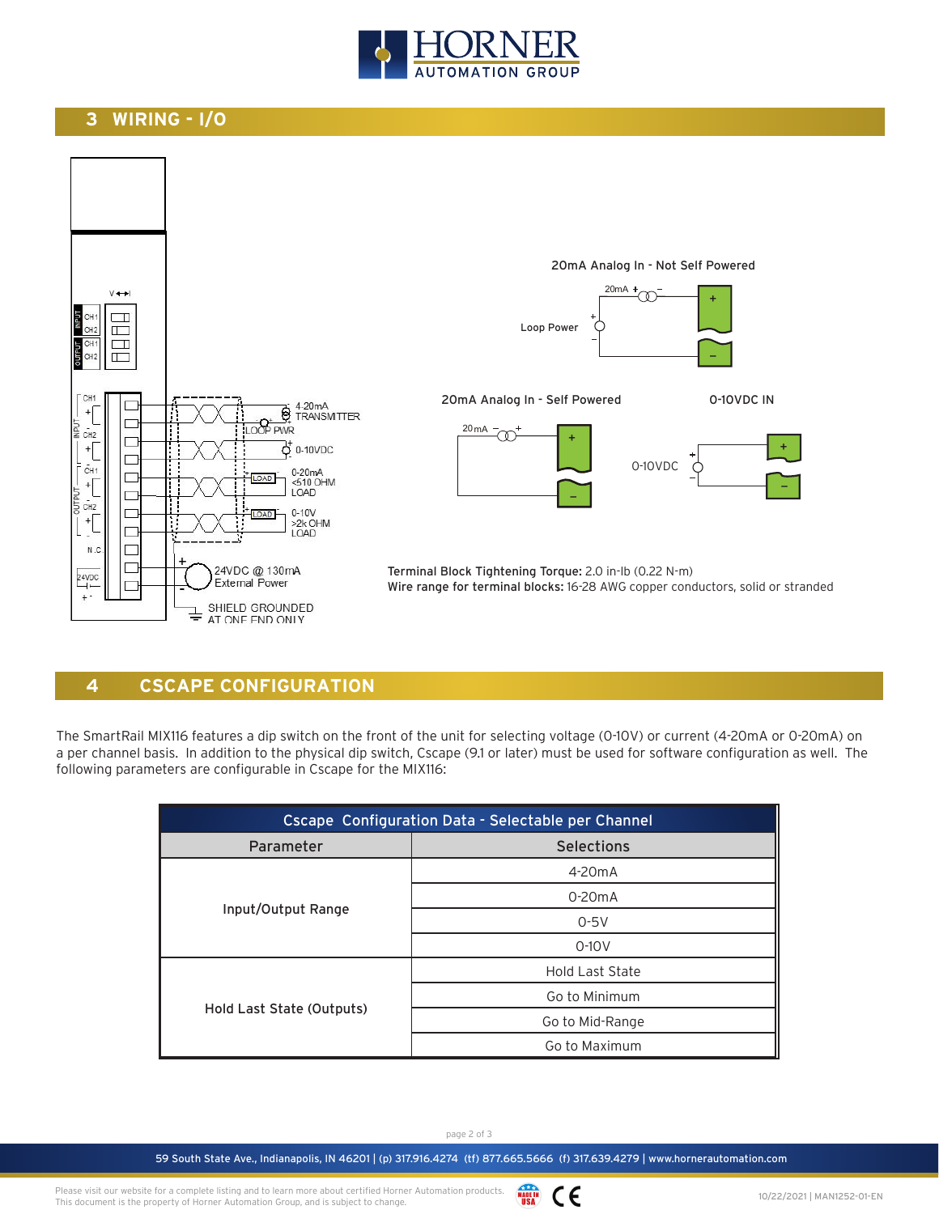## 3 WIRING - I/O

20mA Analog In - Not Self Powered

Loop Power

20mA Analog In - Self Powered

0-10VDC IN

4-20mA TRANSMITTER

LOOP PWR

0-10VDC

0-20mA <510 OHM LOAD

0-10V >2k OHM LOAD

24VDC @ 130mA External Power

SHIELD GROUNDED AT ONE END ONLY

**Terminal Block Tightening Torque:** 2.0 in-lb (0.22 N-m)
**Wire range for terminal blocks:** 16-28 AWG copper conductors, solid or stranded

## 4 CSCAPE CONFIGURATION

The SmartRail MIX116 features a dip switch on the front of the unit for selecting voltage (0-10V) or current (4-20mA or 0-20mA) on a per channel basis. In addition to the physical dip switch, Cscape (9.1 or later) must be used for software configuration as well. The following parameters are configurable in Cscape for the MIX116:

| Cscape Configuration Data - Selectable per Channel | |
|---|---|
| **Parameter** | **Selections** |
| Input/Output Range | 4-20mA |
| | 0-20mA |
| | 0-5V |
| | 0-10V |
| Hold Last State (Outputs) | Hold Last State |
| | Go to Minimum |
| | Go to Mid-Range |
| | Go to Maximum |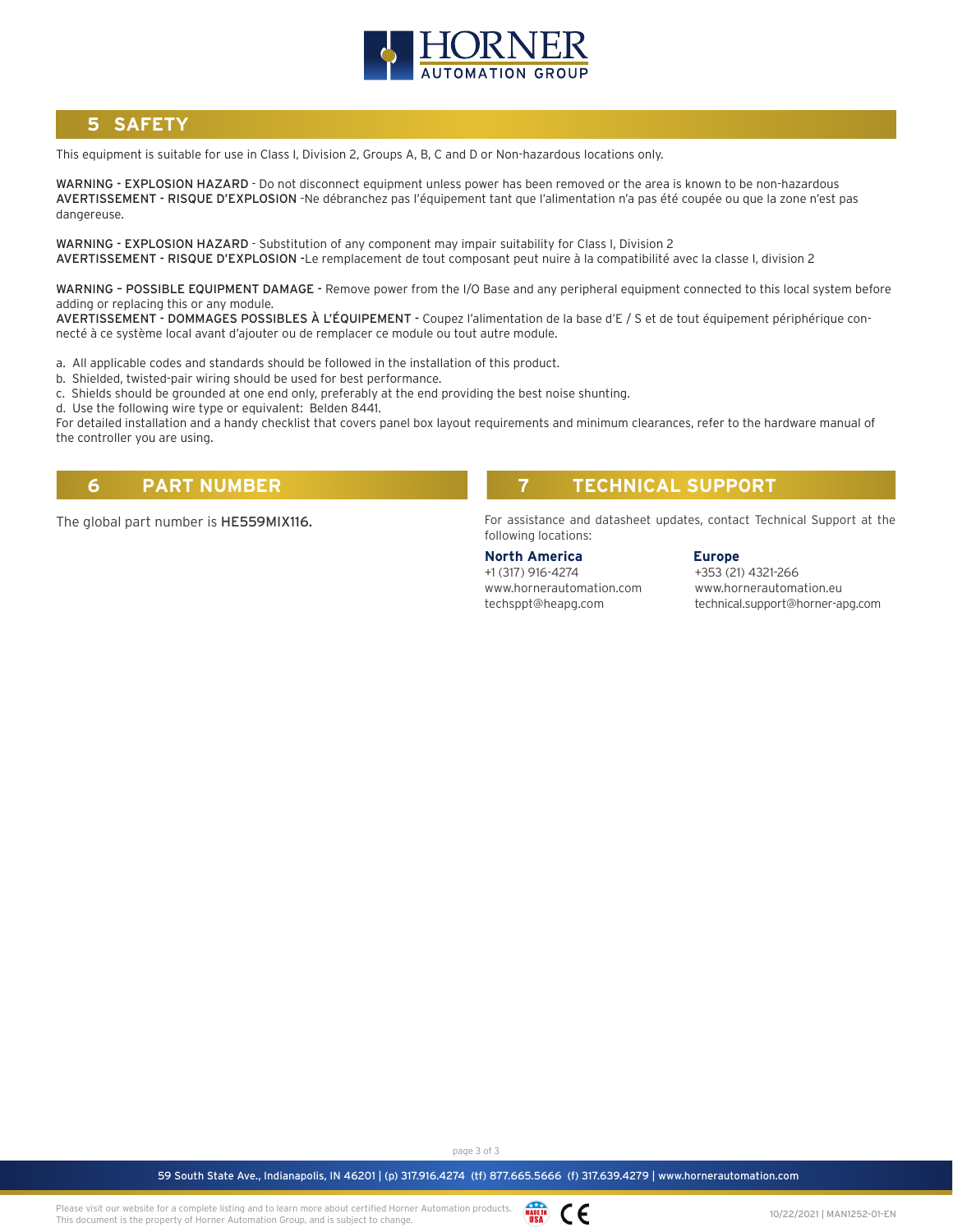## 5 SAFETY

This equipment is suitable for use in Class I, Division 2, Groups A, B, C and D or Non-hazardous locations only.

WARNING - EXPLOSION HAZARD - Do not disconnect equipment unless power has been removed or the area is known to be non-hazardous
AVERTISSEMENT - RISQUE D'EXPLOSION -Ne débranchez pas l'équipement tant que l'alimentation n'a pas été coupée ou que la zone n'est pas dangereuse.

WARNING - EXPLOSION HAZARD - Substitution of any component may impair suitability for Class I, Division 2
AVERTISSEMENT - RISQUE D'EXPLOSION -Le remplacement de tout composant peut nuire à la compatibilité avec la classe I, division 2

WARNING – POSSIBLE EQUIPMENT DAMAGE - Remove power from the I/O Base and any peripheral equipment connected to this local system before adding or replacing this or any module.
AVERTISSEMENT - DOMMAGES POSSIBLES À L'ÉQUIPEMENT - Coupez l'alimentation de la base d'E / S et de tout équipement périphérique connecté à ce système local avant d'ajouter ou de remplacer ce module ou tout autre module.

a. All applicable codes and standards should be followed in the installation of this product.
b. Shielded, twisted-pair wiring should be used for best performance.
c. Shields should be grounded at one end only, preferably at the end providing the best noise shunting.
d. Use the following wire type or equivalent: Belden 8441.

For detailed installation and a handy checklist that covers panel box layout requirements and minimum clearances, refer to the hardware manual of the controller you are using.

## 6 PART NUMBER

The global part number is **HE559MIX116.**

## 7 TECHNICAL SUPPORT

For assistance and datasheet updates, contact Technical Support at the following locations:

**North America**
+1 (317) 916-4274
www.hornerautomation.com
techsppt@heapg.com

**Europe**
+353 (21) 4321-266
www.hornerautomation.eu
technical.support@horner-apg.com

59 South State Ave., Indianapolis, IN 46201 | (p) 317.916.4274 (tf) 877.665.5666 (f) 317.639.4279 | www.hornerautomation.com

Please visit our website for a complete listing and to learn more about certified Horner Automation products.
This document is the property of Horner Automation Group, and is subject to change.

10/22/2021 | MAN1252-01-EN